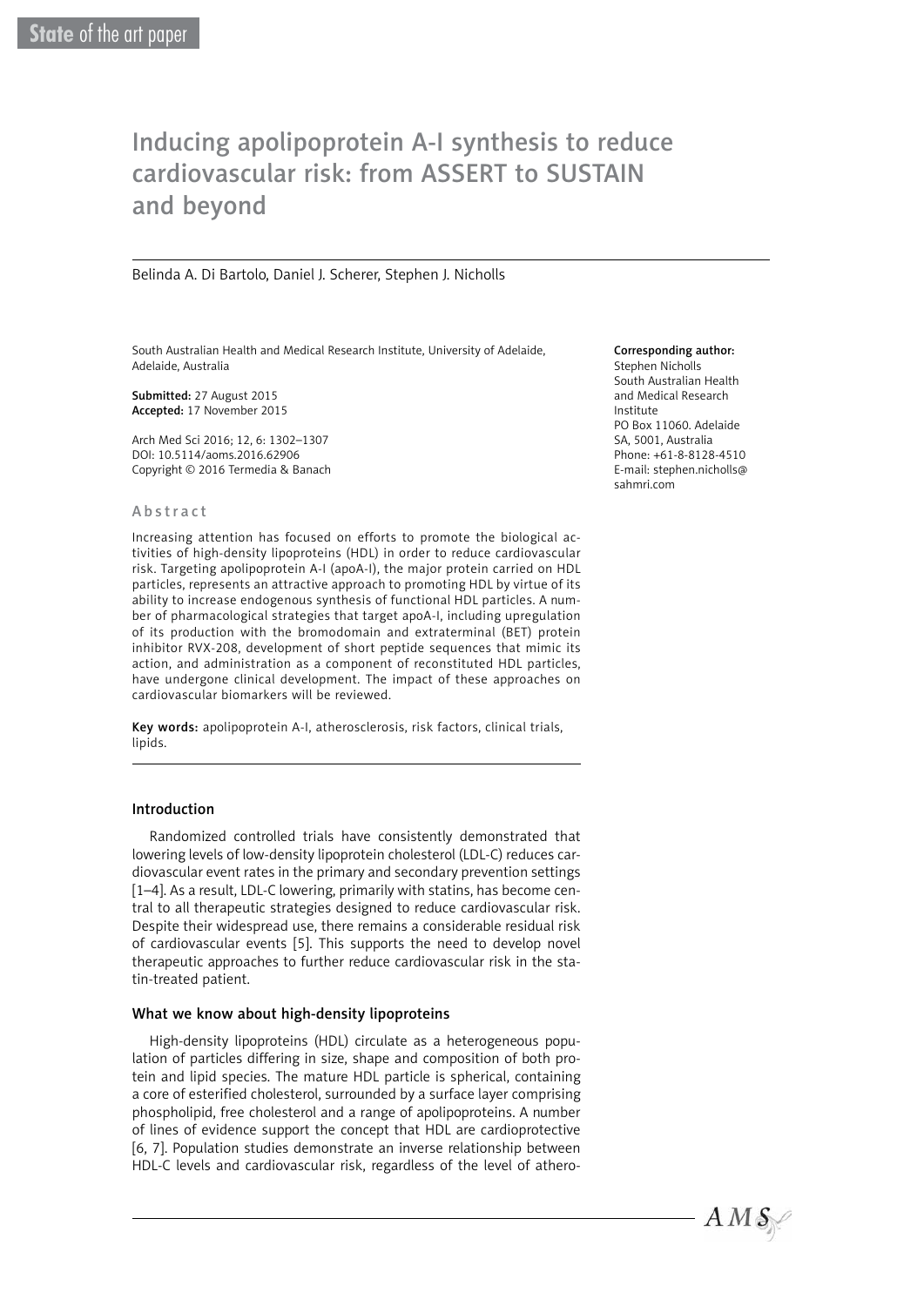State of the art paper

# Inducing apolipoprotein A-I synthesis to reduce cardiovascular risk: from ASSERT to SUSTAIN and beyond

Belinda A. Di Bartolo, Daniel J. Scherer, Stephen J. Nicholls

South Australian Health and Medical Research Institute, University of Adelaide, Adelaide, Australia

**Submitted:** 27 August 2015
**Accepted:** 17 November 2015

Arch Med Sci 2016; 12, 6: 1302–1307
DOI: 10.5114/aoms.2016.62906
Copyright © 2016 Termedia & Banach

**Corresponding author:**
Stephen Nicholls
South Australian Health and Medical Research Institute
PO Box 11060. Adelaide SA, 5001, Australia
Phone: +61-8-8128-4510
E-mail: stephen.nicholls@sahmri.com

## Abstract

Increasing attention has focused on efforts to promote the biological activities of high-density lipoproteins (HDL) in order to reduce cardiovascular risk. Targeting apolipoprotein A-I (apoA-I), the major protein carried on HDL particles, represents an attractive approach to promoting HDL by virtue of its ability to increase endogenous synthesis of functional HDL particles. A number of pharmacological strategies that target apoA-I, including upregulation of its production with the bromodomain and extraterminal (BET) protein inhibitor RVX-208, development of short peptide sequences that mimic its action, and administration as a component of reconstituted HDL particles, have undergone clinical development. The impact of these approaches on cardiovascular biomarkers will be reviewed.

**Key words:** apolipoprotein A-I, atherosclerosis, risk factors, clinical trials, lipids.

## Introduction

Randomized controlled trials have consistently demonstrated that lowering levels of low-density lipoprotein cholesterol (LDL-C) reduces cardiovascular event rates in the primary and secondary prevention settings [1–4]. As a result, LDL-C lowering, primarily with statins, has become central to all therapeutic strategies designed to reduce cardiovascular risk. Despite their widespread use, there remains a considerable residual risk of cardiovascular events [5]. This supports the need to develop novel therapeutic approaches to further reduce cardiovascular risk in the statin-treated patient.

## What we know about high-density lipoproteins

High-density lipoproteins (HDL) circulate as a heterogeneous population of particles differing in size, shape and composition of both protein and lipid species. The mature HDL particle is spherical, containing a core of esterified cholesterol, surrounded by a surface layer comprising phospholipid, free cholesterol and a range of apolipoproteins. A number of lines of evidence support the concept that HDL are cardioprotective [6, 7]. Population studies demonstrate an inverse relationship between HDL-C levels and cardiovascular risk, regardless of the level of athero-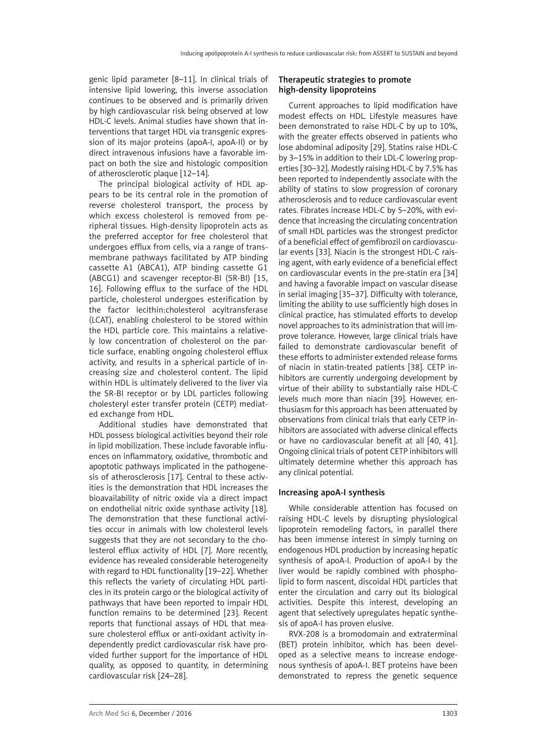genic lipid parameter [8–11]. In clinical trials of intensive lipid lowering, this inverse association continues to be observed and is primarily driven by high cardiovascular risk being observed at low HDL-C levels. Animal studies have shown that interventions that target HDL via transgenic expression of its major proteins (apoA-I, apoA-II) or by direct intravenous infusions have a favorable impact on both the size and histologic composition of atherosclerotic plaque [12–14].

The principal biological activity of HDL appears to be its central role in the promotion of reverse cholesterol transport, the process by which excess cholesterol is removed from peripheral tissues. High-density lipoprotein acts as the preferred acceptor for free cholesterol that undergoes efflux from cells, via a range of transmembrane pathways facilitated by ATP binding cassette A1 (ABCA1), ATP binding cassette G1 (ABCG1) and scavenger receptor-BI (SR-BI) [15, 16]. Following efflux to the surface of the HDL particle, cholesterol undergoes esterification by the factor lecithin:cholesterol acyltransferase (LCAT), enabling cholesterol to be stored within the HDL particle core. This maintains a relatively low concentration of cholesterol on the particle surface, enabling ongoing cholesterol efflux activity, and results in a spherical particle of increasing size and cholesterol content. The lipid within HDL is ultimately delivered to the liver via the SR-BI receptor or by LDL particles following cholesteryl ester transfer protein (CETP) mediated exchange from HDL.

Additional studies have demonstrated that HDL possess biological activities beyond their role in lipid mobilization. These include favorable influences on inflammatory, oxidative, thrombotic and apoptotic pathways implicated in the pathogenesis of atherosclerosis [17]. Central to these activities is the demonstration that HDL increases the bioavailability of nitric oxide via a direct impact on endothelial nitric oxide synthase activity [18]. The demonstration that these functional activities occur in animals with low cholesterol levels suggests that they are not secondary to the cholesterol efflux activity of HDL [7]. More recently, evidence has revealed considerable heterogeneity with regard to HDL functionality [19–22]. Whether this reflects the variety of circulating HDL particles in its protein cargo or the biological activity of pathways that have been reported to impair HDL function remains to be determined [23]. Recent reports that functional assays of HDL that measure cholesterol efflux or anti-oxidant activity independently predict cardiovascular risk have provided further support for the importance of HDL quality, as opposed to quantity, in determining cardiovascular risk [24–28].

## Therapeutic strategies to promote high-density lipoproteins

Current approaches to lipid modification have modest effects on HDL. Lifestyle measures have been demonstrated to raise HDL-C by up to 10%, with the greater effects observed in patients who lose abdominal adiposity [29]. Statins raise HDL-C by 3–15% in addition to their LDL-C lowering properties [30–32]. Modestly raising HDL-C by 7.5% has been reported to independently associate with the ability of statins to slow progression of coronary atherosclerosis and to reduce cardiovascular event rates. Fibrates increase HDL-C by 5–20%, with evidence that increasing the circulating concentration of small HDL particles was the strongest predictor of a beneficial effect of gemfibrozil on cardiovascular events [33]. Niacin is the strongest HDL-C raising agent, with early evidence of a beneficial effect on cardiovascular events in the pre-statin era [34] and having a favorable impact on vascular disease in serial imaging [35–37]. Difficulty with tolerance, limiting the ability to use sufficiently high doses in clinical practice, has stimulated efforts to develop novel approaches to its administration that will improve tolerance. However, large clinical trials have failed to demonstrate cardiovascular benefit of these efforts to administer extended release forms of niacin in statin-treated patients [38]. CETP inhibitors are currently undergoing development by virtue of their ability to substantially raise HDL-C levels much more than niacin [39]. However, enthusiasm for this approach has been attenuated by observations from clinical trials that early CETP inhibitors are associated with adverse clinical effects or have no cardiovascular benefit at all [40, 41]. Ongoing clinical trials of potent CETP inhibitors will ultimately determine whether this approach has any clinical potential.

## Increasing apoA-I synthesis

While considerable attention has focused on raising HDL-C levels by disrupting physiological lipoprotein remodeling factors, in parallel there has been immense interest in simply turning on endogenous HDL production by increasing hepatic synthesis of apoA-I. Production of apoA-I by the liver would be rapidly combined with phospholipid to form nascent, discoidal HDL particles that enter the circulation and carry out its biological activities. Despite this interest, developing an agent that selectively upregulates hepatic synthesis of apoA-I has proven elusive.

RVX-208 is a bromodomain and extraterminal (BET) protein inhibitor, which has been developed as a selective means to increase endogenous synthesis of apoA-I. BET proteins have been demonstrated to repress the genetic sequence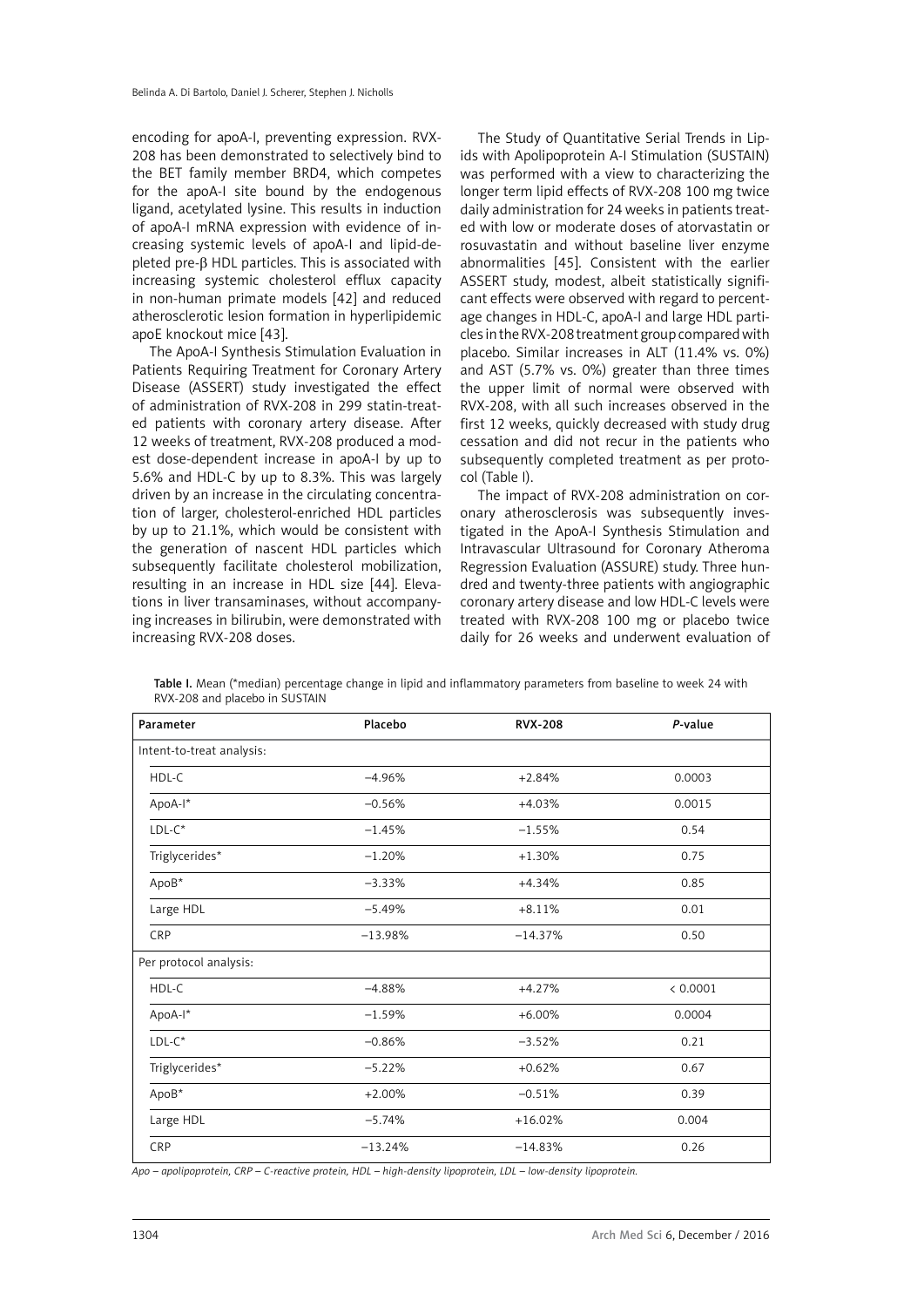encoding for apoA-I, preventing expression. RVX-208 has been demonstrated to selectively bind to the BET family member BRD4, which competes for the apoA-I site bound by the endogenous ligand, acetylated lysine. This results in induction of apoA-I mRNA expression with evidence of increasing systemic levels of apoA-I and lipid-depleted pre-β HDL particles. This is associated with increasing systemic cholesterol efflux capacity in non-human primate models [42] and reduced atherosclerotic lesion formation in hyperlipidemic apoE knockout mice [43].

The ApoA-I Synthesis Stimulation Evaluation in Patients Requiring Treatment for Coronary Artery Disease (ASSERT) study investigated the effect of administration of RVX-208 in 299 statin-treated patients with coronary artery disease. After 12 weeks of treatment, RVX-208 produced a modest dose-dependent increase in apoA-I by up to 5.6% and HDL-C by up to 8.3%. This was largely driven by an increase in the circulating concentration of larger, cholesterol-enriched HDL particles by up to 21.1%, which would be consistent with the generation of nascent HDL particles which subsequently facilitate cholesterol mobilization, resulting in an increase in HDL size [44]. Elevations in liver transaminases, without accompanying increases in bilirubin, were demonstrated with increasing RVX-208 doses.

The Study of Quantitative Serial Trends in Lipids with Apolipoprotein A-I Stimulation (SUSTAIN) was performed with a view to characterizing the longer term lipid effects of RVX-208 100 mg twice daily administration for 24 weeks in patients treated with low or moderate doses of atorvastatin or rosuvastatin and without baseline liver enzyme abnormalities [45]. Consistent with the earlier ASSERT study, modest, albeit statistically significant effects were observed with regard to percentage changes in HDL-C, apoA-I and large HDL particles in the RVX-208 treatment group compared with placebo. Similar increases in ALT (11.4% vs. 0%) and AST (5.7% vs. 0%) greater than three times the upper limit of normal were observed with RVX-208, with all such increases observed in the first 12 weeks, quickly decreased with study drug cessation and did not recur in the patients who subsequently completed treatment as per protocol (Table I).

The impact of RVX-208 administration on coronary atherosclerosis was subsequently investigated in the ApoA-I Synthesis Stimulation and Intravascular Ultrasound for Coronary Atheroma Regression Evaluation (ASSURE) study. Three hundred and twenty-three patients with angiographic coronary artery disease and low HDL-C levels were treated with RVX-208 100 mg or placebo twice daily for 26 weeks and underwent evaluation of

**Table I.** Mean (*median) percentage change in lipid and inflammatory parameters from baseline to week 24 with RVX-208 and placebo in SUSTAIN

| Parameter | Placebo | RVX-208 | *P*-value |
|---|---|---|---|
| Intent-to-treat analysis: | | | |
| HDL-C | –4.96% | +2.84% | 0.0003 |
| ApoA-I* | –0.56% | +4.03% | 0.0015 |
| LDL-C* | –1.45% | –1.55% | 0.54 |
| Triglycerides* | –1.20% | +1.30% | 0.75 |
| ApoB* | –3.33% | +4.34% | 0.85 |
| Large HDL | –5.49% | +8.11% | 0.01 |
| CRP | –13.98% | –14.37% | 0.50 |
| Per protocol analysis: | | | |
| HDL-C | –4.88% | +4.27% | < 0.0001 |
| ApoA-I* | –1.59% | +6.00% | 0.0004 |
| LDL-C* | –0.86% | –3.52% | 0.21 |
| Triglycerides* | –5.22% | +0.62% | 0.67 |
| ApoB* | +2.00% | –0.51% | 0.39 |
| Large HDL | –5.74% | +16.02% | 0.004 |
| CRP | –13.24% | –14.83% | 0.26 |

*Apo – apolipoprotein, CRP – C-reactive protein, HDL – high-density lipoprotein, LDL – low-density lipoprotein.*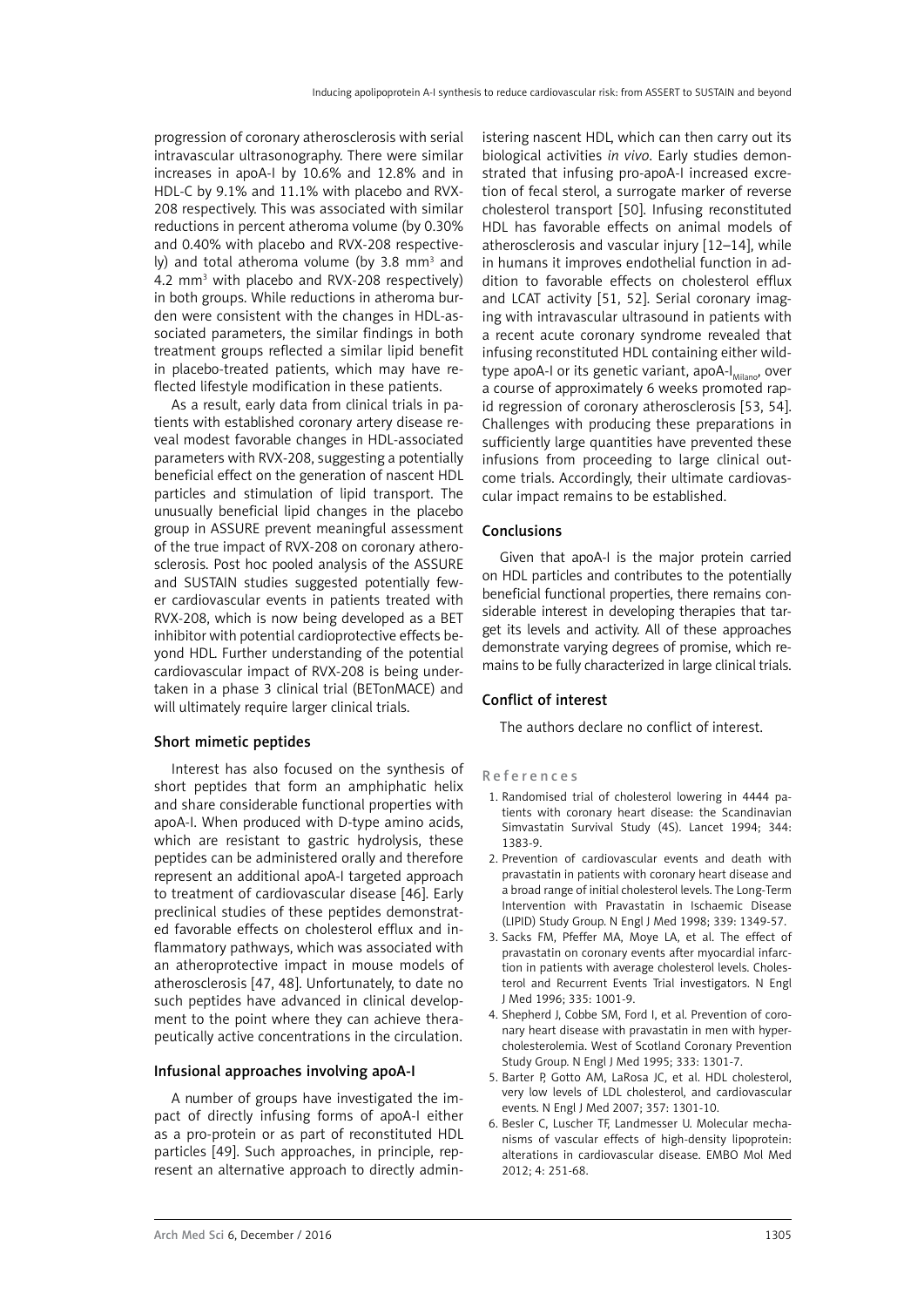progression of coronary atherosclerosis with serial intravascular ultrasonography. There were similar increases in apoA-I by 10.6% and 12.8% and in HDL-C by 9.1% and 11.1% with placebo and RVX-208 respectively. This was associated with similar reductions in percent atheroma volume (by 0.30% and 0.40% with placebo and RVX-208 respectively) and total atheroma volume (by 3.8 mm$^3$ and 4.2 mm$^3$ with placebo and RVX-208 respectively) in both groups. While reductions in atheroma burden were consistent with the changes in HDL-associated parameters, the similar findings in both treatment groups reflected a similar lipid benefit in placebo-treated patients, which may have reflected lifestyle modification in these patients.

As a result, early data from clinical trials in patients with established coronary artery disease reveal modest favorable changes in HDL-associated parameters with RVX-208, suggesting a potentially beneficial effect on the generation of nascent HDL particles and stimulation of lipid transport. The unusually beneficial lipid changes in the placebo group in ASSURE prevent meaningful assessment of the true impact of RVX-208 on coronary atherosclerosis. Post hoc pooled analysis of the ASSURE and SUSTAIN studies suggested potentially fewer cardiovascular events in patients treated with RVX-208, which is now being developed as a BET inhibitor with potential cardioprotective effects beyond HDL. Further understanding of the potential cardiovascular impact of RVX-208 is being undertaken in a phase 3 clinical trial (BETonMACE) and will ultimately require larger clinical trials.

## Short mimetic peptides

Interest has also focused on the synthesis of short peptides that form an amphiphatic helix and share considerable functional properties with apoA-I. When produced with D-type amino acids, which are resistant to gastric hydrolysis, these peptides can be administered orally and therefore represent an additional apoA-I targeted approach to treatment of cardiovascular disease [46]. Early preclinical studies of these peptides demonstrated favorable effects on cholesterol efflux and inflammatory pathways, which was associated with an atheroprotective impact in mouse models of atherosclerosis [47, 48]. Unfortunately, to date no such peptides have advanced in clinical development to the point where they can achieve therapeutically active concentrations in the circulation.

## Infusional approaches involving apoA-I

A number of groups have investigated the impact of directly infusing forms of apoA-I either as a pro-protein or as part of reconstituted HDL particles [49]. Such approaches, in principle, represent an alternative approach to directly administering nascent HDL, which can then carry out its biological activities *in vivo*. Early studies demonstrated that infusing pro-apoA-I increased excretion of fecal sterol, a surrogate marker of reverse cholesterol transport [50]. Infusing reconstituted HDL has favorable effects on animal models of atherosclerosis and vascular injury [12–14], while in humans it improves endothelial function in addition to favorable effects on cholesterol efflux and LCAT activity [51, 52]. Serial coronary imaging with intravascular ultrasound in patients with a recent acute coronary syndrome revealed that infusing reconstituted HDL containing either wild-type apoA-I or its genetic variant, apoA-I$_{Milano}$, over a course of approximately 6 weeks promoted rapid regression of coronary atherosclerosis [53, 54]. Challenges with producing these preparations in sufficiently large quantities have prevented these infusions from proceeding to large clinical outcome trials. Accordingly, their ultimate cardiovascular impact remains to be established.

## Conclusions

Given that apoA-I is the major protein carried on HDL particles and contributes to the potentially beneficial functional properties, there remains considerable interest in developing therapies that target its levels and activity. All of these approaches demonstrate varying degrees of promise, which remains to be fully characterized in large clinical trials.

## Conflict of interest

The authors declare no conflict of interest.

## References

1. Randomised trial of cholesterol lowering in 4444 patients with coronary heart disease: the Scandinavian Simvastatin Survival Study (4S). Lancet 1994; 344: 1383-9.
2. Prevention of cardiovascular events and death with pravastatin in patients with coronary heart disease and a broad range of initial cholesterol levels. The Long-Term Intervention with Pravastatin in Ischaemic Disease (LIPID) Study Group. N Engl J Med 1998; 339: 1349-57.
3. Sacks FM, Pfeffer MA, Moye LA, et al. The effect of pravastatin on coronary events after myocardial infarction in patients with average cholesterol levels. Cholesterol and Recurrent Events Trial investigators. N Engl J Med 1996; 335: 1001-9.
4. Shepherd J, Cobbe SM, Ford I, et al. Prevention of coronary heart disease with pravastatin in men with hypercholesterolemia. West of Scotland Coronary Prevention Study Group. N Engl J Med 1995; 333: 1301-7.
5. Barter P, Gotto AM, LaRosa JC, et al. HDL cholesterol, very low levels of LDL cholesterol, and cardiovascular events. N Engl J Med 2007; 357: 1301-10.
6. Besler C, Luscher TF, Landmesser U. Molecular mechanisms of vascular effects of high-density lipoprotein: alterations in cardiovascular disease. EMBO Mol Med 2012; 4: 251-68.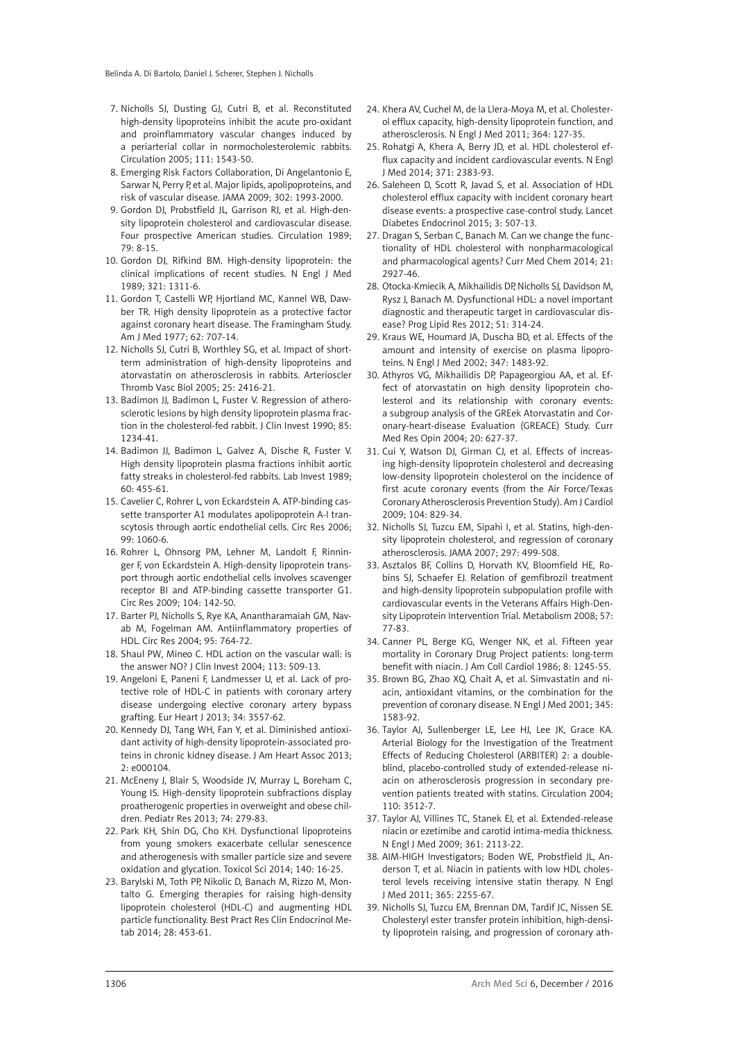7. Nicholls SJ, Dusting GJ, Cutri B, et al. Reconstituted high-density lipoproteins inhibit the acute pro-oxidant and proinflammatory vascular changes induced by a periarterial collar in normocholesterolemic rabbits. Circulation 2005; 111: 1543-50.
8. Emerging Risk Factors Collaboration, Di Angelantonio E, Sarwar N, Perry P, et al. Major lipids, apolipoproteins, and risk of vascular disease. JAMA 2009; 302: 1993-2000.
9. Gordon DJ, Probstfield JL, Garrison RJ, et al. High-density lipoprotein cholesterol and cardiovascular disease. Four prospective American studies. Circulation 1989; 79: 8-15.
10. Gordon DJ, Rifkind BM. High-density lipoprotein: the clinical implications of recent studies. N Engl J Med 1989; 321: 1311-6.
11. Gordon T, Castelli WP, Hjortland MC, Kannel WB, Dawber TR. High density lipoprotein as a protective factor against coronary heart disease. The Framingham Study. Am J Med 1977; 62: 707-14.
12. Nicholls SJ, Cutri B, Worthley SG, et al. Impact of short-term administration of high-density lipoproteins and atorvastatin on atherosclerosis in rabbits. Arterioscler Thromb Vasc Biol 2005; 25: 2416-21.
13. Badimon JJ, Badimon L, Fuster V. Regression of atherosclerotic lesions by high density lipoprotein plasma fraction in the cholesterol-fed rabbit. J Clin Invest 1990; 85: 1234-41.
14. Badimon JJ, Badimon L, Galvez A, Dische R, Fuster V. High density lipoprotein plasma fractions inhibit aortic fatty streaks in cholesterol-fed rabbits. Lab Invest 1989; 60: 455-61.
15. Cavelier C, Rohrer L, von Eckardstein A. ATP-binding cassette transporter A1 modulates apolipoprotein A-I transcytosis through aortic endothelial cells. Circ Res 2006; 99: 1060-6.
16. Rohrer L, Ohnsorg PM, Lehner M, Landolt F, Rinninger F, von Eckardstein A. High-density lipoprotein transport through aortic endothelial cells involves scavenger receptor BI and ATP-binding cassette transporter G1. Circ Res 2009; 104: 142-50.
17. Barter PJ, Nicholls S, Rye KA, Anantharamaiah GM, Navab M, Fogelman AM. Antiinflammatory properties of HDL. Circ Res 2004; 95: 764-72.
18. Shaul PW, Mineo C. HDL action on the vascular wall: is the answer NO? J Clin Invest 2004; 113: 509-13.
19. Angeloni E, Paneni F, Landmesser U, et al. Lack of protective role of HDL-C in patients with coronary artery disease undergoing elective coronary artery bypass grafting. Eur Heart J 2013; 34: 3557-62.
20. Kennedy DJ, Tang WH, Fan Y, et al. Diminished antioxidant activity of high-density lipoprotein-associated proteins in chronic kidney disease. J Am Heart Assoc 2013; 2: e000104.
21. McEneny J, Blair S, Woodside JV, Murray L, Boreham C, Young IS. High-density lipoprotein subfractions display proatherogenic properties in overweight and obese children. Pediatr Res 2013; 74: 279-83.
22. Park KH, Shin DG, Cho KH. Dysfunctional lipoproteins from young smokers exacerbate cellular senescence and atherogenesis with smaller particle size and severe oxidation and glycation. Toxicol Sci 2014; 140: 16-25.
23. Barylski M, Toth PP, Nikolic D, Banach M, Rizzo M, Montalto G. Emerging therapies for raising high-density lipoprotein cholesterol (HDL-C) and augmenting HDL particle functionality. Best Pract Res Clin Endocrinol Metab 2014; 28: 453-61.
24. Khera AV, Cuchel M, de la Llera-Moya M, et al. Cholesterol efflux capacity, high-density lipoprotein function, and atherosclerosis. N Engl J Med 2011; 364: 127-35.
25. Rohatgi A, Khera A, Berry JD, et al. HDL cholesterol efflux capacity and incident cardiovascular events. N Engl J Med 2014; 371: 2383-93.
26. Saleheen D, Scott R, Javad S, et al. Association of HDL cholesterol efflux capacity with incident coronary heart disease events: a prospective case-control study. Lancet Diabetes Endocrinol 2015; 3: 507-13.
27. Dragan S, Serban C, Banach M. Can we change the functionality of HDL cholesterol with nonpharmacological and pharmacological agents? Curr Med Chem 2014; 21: 2927-46.
28. Otocka-Kmiecik A, Mikhailidis DP, Nicholls SJ, Davidson M, Rysz J, Banach M. Dysfunctional HDL: a novel important diagnostic and therapeutic target in cardiovascular disease? Prog Lipid Res 2012; 51: 314-24.
29. Kraus WE, Houmard JA, Duscha BD, et al. Effects of the amount and intensity of exercise on plasma lipoproteins. N Engl J Med 2002; 347: 1483-92.
30. Athyros VG, Mikhailidis DP, Papageorgiou AA, et al. Effect of atorvastatin on high density lipoprotein cholesterol and its relationship with coronary events: a subgroup analysis of the GREek Atorvastatin and Coronary-heart-disease Evaluation (GREACE) Study. Curr Med Res Opin 2004; 20: 627-37.
31. Cui Y, Watson DJ, Girman CJ, et al. Effects of increasing high-density lipoprotein cholesterol and decreasing low-density lipoprotein cholesterol on the incidence of first acute coronary events (from the Air Force/Texas Coronary Atherosclerosis Prevention Study). Am J Cardiol 2009; 104: 829-34.
32. Nicholls SJ, Tuzcu EM, Sipahi I, et al. Statins, high-density lipoprotein cholesterol, and regression of coronary atherosclerosis. JAMA 2007; 297: 499-508.
33. Asztalos BF, Collins D, Horvath KV, Bloomfield HE, Robins SJ, Schaefer EJ. Relation of gemfibrozil treatment and high-density lipoprotein subpopulation profile with cardiovascular events in the Veterans Affairs High-Density Lipoprotein Intervention Trial. Metabolism 2008; 57: 77-83.
34. Canner PL, Berge KG, Wenger NK, et al. Fifteen year mortality in Coronary Drug Project patients: long-term benefit with niacin. J Am Coll Cardiol 1986; 8: 1245-55.
35. Brown BG, Zhao XQ, Chait A, et al. Simvastatin and niacin, antioxidant vitamins, or the combination for the prevention of coronary disease. N Engl J Med 2001; 345: 1583-92.
36. Taylor AJ, Sullenberger LE, Lee HJ, Lee JK, Grace KA. Arterial Biology for the Investigation of the Treatment Effects of Reducing Cholesterol (ARBITER) 2: a double-blind, placebo-controlled study of extended-release niacin on atherosclerosis progression in secondary prevention patients treated with statins. Circulation 2004; 110: 3512-7.
37. Taylor AJ, Villines TC, Stanek EJ, et al. Extended-release niacin or ezetimibe and carotid intima-media thickness. N Engl J Med 2009; 361: 2113-22.
38. AIM-HIGH Investigators; Boden WE, Probstfield JL, Anderson T, et al. Niacin in patients with low HDL cholesterol levels receiving intensive statin therapy. N Engl J Med 2011; 365: 2255-67.
39. Nicholls SJ, Tuzcu EM, Brennan DM, Tardif JC, Nissen SE. Cholesteryl ester transfer protein inhibition, high-density lipoprotein raising, and progression of coronary ath-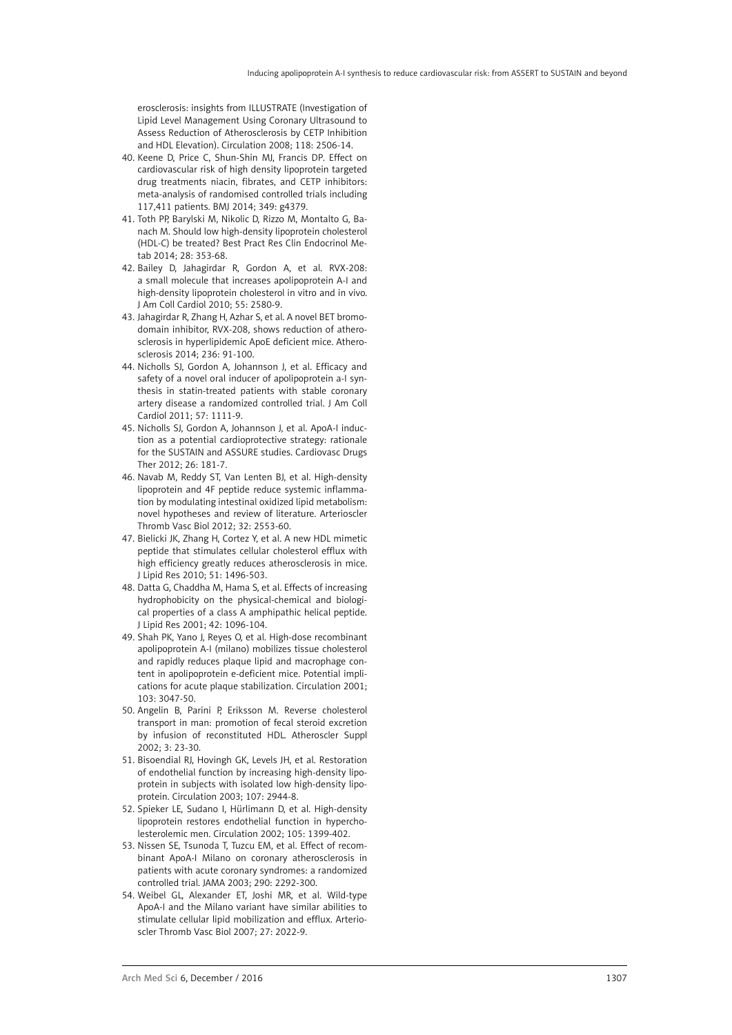erosclerosis: insights from ILLUSTRATE (Investigation of Lipid Level Management Using Coronary Ultrasound to Assess Reduction of Atherosclerosis by CETP Inhibition and HDL Elevation). Circulation 2008; 118: 2506-14.

40. Keene D, Price C, Shun-Shin MJ, Francis DP. Effect on cardiovascular risk of high density lipoprotein targeted drug treatments niacin, fibrates, and CETP inhibitors: meta-analysis of randomised controlled trials including 117,411 patients. BMJ 2014; 349: g4379.
41. Toth PP, Barylski M, Nikolic D, Rizzo M, Montalto G, Banach M. Should low high-density lipoprotein cholesterol (HDL-C) be treated? Best Pract Res Clin Endocrinol Metab 2014; 28: 353-68.
42. Bailey D, Jahagirdar R, Gordon A, et al. RVX-208: a small molecule that increases apolipoprotein A-I and high-density lipoprotein cholesterol in vitro and in vivo. J Am Coll Cardiol 2010; 55: 2580-9.
43. Jahagirdar R, Zhang H, Azhar S, et al. A novel BET bromodomain inhibitor, RVX-208, shows reduction of atherosclerosis in hyperlipidemic ApoE deficient mice. Atherosclerosis 2014; 236: 91-100.
44. Nicholls SJ, Gordon A, Johannson J, et al. Efficacy and safety of a novel oral inducer of apolipoprotein a-I synthesis in statin-treated patients with stable coronary artery disease a randomized controlled trial. J Am Coll Cardiol 2011; 57: 1111-9.
45. Nicholls SJ, Gordon A, Johannson J, et al. ApoA-I induction as a potential cardioprotective strategy: rationale for the SUSTAIN and ASSURE studies. Cardiovasc Drugs Ther 2012; 26: 181-7.
46. Navab M, Reddy ST, Van Lenten BJ, et al. High-density lipoprotein and 4F peptide reduce systemic inflammation by modulating intestinal oxidized lipid metabolism: novel hypotheses and review of literature. Arterioscler Thromb Vasc Biol 2012; 32: 2553-60.
47. Bielicki JK, Zhang H, Cortez Y, et al. A new HDL mimetic peptide that stimulates cellular cholesterol efflux with high efficiency greatly reduces atherosclerosis in mice. J Lipid Res 2010; 51: 1496-503.
48. Datta G, Chaddha M, Hama S, et al. Effects of increasing hydrophobicity on the physical-chemical and biological properties of a class A amphipathic helical peptide. J Lipid Res 2001; 42: 1096-104.
49. Shah PK, Yano J, Reyes O, et al. High-dose recombinant apolipoprotein A-I (milano) mobilizes tissue cholesterol and rapidly reduces plaque lipid and macrophage content in apolipoprotein e-deficient mice. Potential implications for acute plaque stabilization. Circulation 2001; 103: 3047-50.
50. Angelin B, Parini P, Eriksson M. Reverse cholesterol transport in man: promotion of fecal steroid excretion by infusion of reconstituted HDL. Atheroscler Suppl 2002; 3: 23-30.
51. Bisoendial RJ, Hovingh GK, Levels JH, et al. Restoration of endothelial function by increasing high-density lipoprotein in subjects with isolated low high-density lipoprotein. Circulation 2003; 107: 2944-8.
52. Spieker LE, Sudano I, Hürlimann D, et al. High-density lipoprotein restores endothelial function in hypercholesterolemic men. Circulation 2002; 105: 1399-402.
53. Nissen SE, Tsunoda T, Tuzcu EM, et al. Effect of recombinant ApoA-I Milano on coronary atherosclerosis in patients with acute coronary syndromes: a randomized controlled trial. JAMA 2003; 290: 2292-300.
54. Weibel GL, Alexander ET, Joshi MR, et al. Wild-type ApoA-I and the Milano variant have similar abilities to stimulate cellular lipid mobilization and efflux. Arterioscler Thromb Vasc Biol 2007; 27: 2022-9.